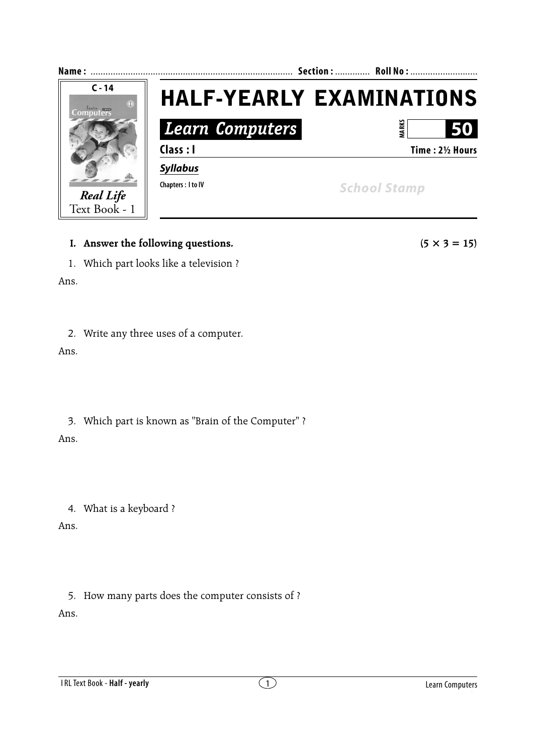**Name :** ................................................................................ **Section :** ............. **Roll No :** ...........................

**C - 14**

*Real Life*
Text Book - 1

# HALF-YEARLY EXAMINATIONS

## *Learn Computers*

**MARKS** **50**

**Class : I** **Time : 2½ Hours**

***Syllabus***

**Chapters : I to IV**

*School Stamp*

**I. Answer the following questions.** **(5 × 3 = 15)**

1. Which part looks like a television ?

Ans.

2. Write any three uses of a computer.

Ans.

3. Which part is known as "Brain of the Computer" ?

Ans.

4. What is a keyboard ?

Ans.

5. How many parts does the computer consists of ?

Ans.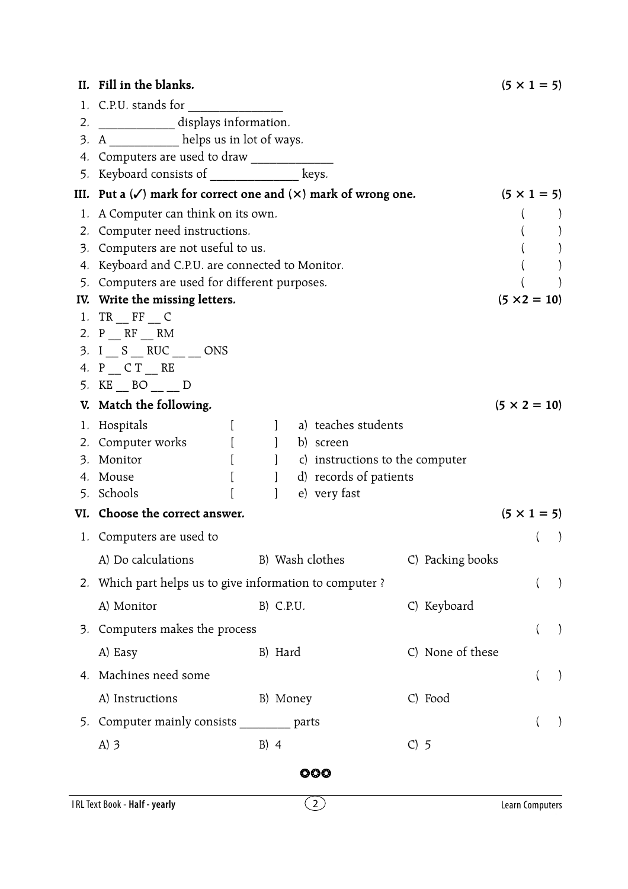**II. Fill in the blanks.** **(5 × 1 = 5)**

1. C.P.U. stands for ______________
2. ___________ displays information.
3. A __________ helps us in lot of ways.
4. Computers are used to draw ____________
5. Keyboard consists of _____________ keys.

**III. Put a (✓) mark for correct one and (×) mark of wrong one.** **(5 × 1 = 5)**

1. A Computer can think on its own. ( )
2. Computer need instructions. ( )
3. Computers are not useful to us. ( )
4. Keyboard and C.P.U. are connected to Monitor. ( )
5. Computers are used for different purposes. ( )

**IV. Write the missing letters.** **(5 ×2 = 10)**

1. TR __ FF __ C
2. P __ RF __ RM
3. I __ S __ RUC __ __ ONS
4. P __ C T __ RE
5. KE __ BO __ __ D

**V. Match the following.** **(5 × 2 = 10)**

1. Hospitals [ ] a) teaches students
2. Computer works [ ] b) screen
3. Monitor [ ] c) instructions to the computer
4. Mouse [ ] d) records of patients
5. Schools [ ] e) very fast

**VI. Choose the correct answer.** **(5 × 1 = 5)**

1. Computers are used to ( )

   A) Do calculations B) Wash clothes C) Packing books

2. Which part helps us to give information to computer ? ( )

   A) Monitor B) C.P.U. C) Keyboard

3. Computers makes the process ( )

   A) Easy B) Hard C) None of these

4. Machines need some ( )

   A) Instructions B) Money C) Food

5. Computer mainly consists ________ parts ( )

   A) 3 B) 4 C) 5